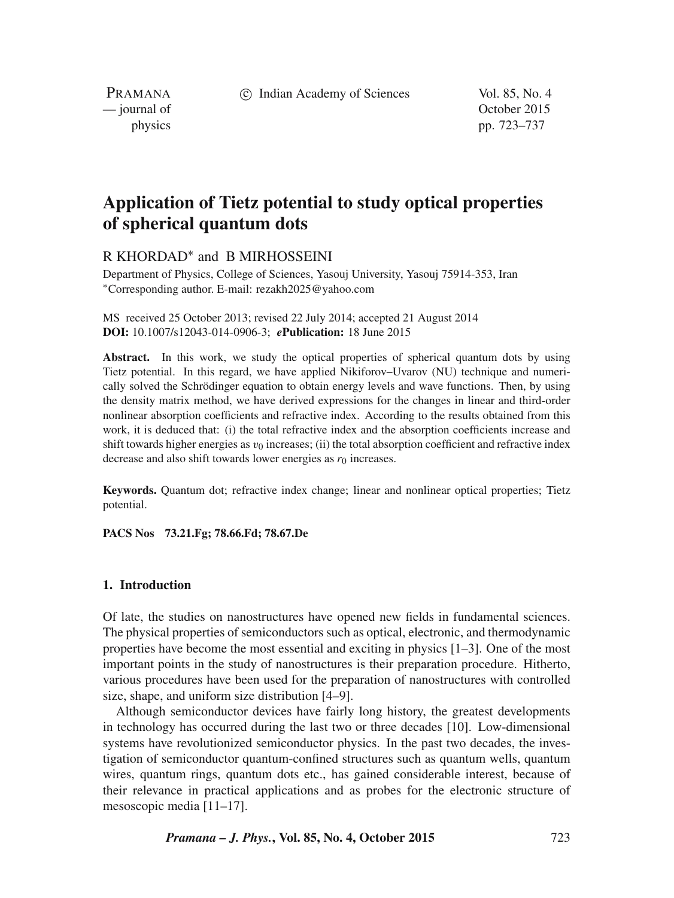# Application of Tietz potential to study optical properties of spherical quantum dots

R KHORDAD* and B MIRHOSSEINI

Department of Physics, College of Sciences, Yasouj University, Yasouj 75914-353, Iran
*Corresponding author. E-mail: rezakh2025@yahoo.com

MS received 25 October 2013; revised 22 July 2014; accepted 21 August 2014
**DOI:** 10.1007/s12043-014-0906-3; ***e*Publication:** 18 June 2015

**Abstract.** In this work, we study the optical properties of spherical quantum dots by using Tietz potential. In this regard, we have applied Nikiforov–Uvarov (NU) technique and numerically solved the Schrödinger equation to obtain energy levels and wave functions. Then, by using the density matrix method, we have derived expressions for the changes in linear and third-order nonlinear absorption coefficients and refractive index. According to the results obtained from this work, it is deduced that: (i) the total refractive index and the absorption coefficients increase and shift towards higher energies as $\upsilon_0$ increases; (ii) the total absorption coefficient and refractive index decrease and also shift towards lower energies as $r_0$ increases.

**Keywords.** Quantum dot; refractive index change; linear and nonlinear optical properties; Tietz potential.

**PACS Nos** 73.21.Fg; 78.66.Fd; 78.67.De

## 1. Introduction

Of late, the studies on nanostructures have opened new fields in fundamental sciences. The physical properties of semiconductors such as optical, electronic, and thermodynamic properties have become the most essential and exciting in physics [1–3]. One of the most important points in the study of nanostructures is their preparation procedure. Hitherto, various procedures have been used for the preparation of nanostructures with controlled size, shape, and uniform size distribution [4–9].

Although semiconductor devices have fairly long history, the greatest developments in technology has occurred during the last two or three decades [10]. Low-dimensional systems have revolutionized semiconductor physics. In the past two decades, the investigation of semiconductor quantum-confined structures such as quantum wells, quantum wires, quantum rings, quantum dots etc., has gained considerable interest, because of their relevance in practical applications and as probes for the electronic structure of mesoscopic media [11–17].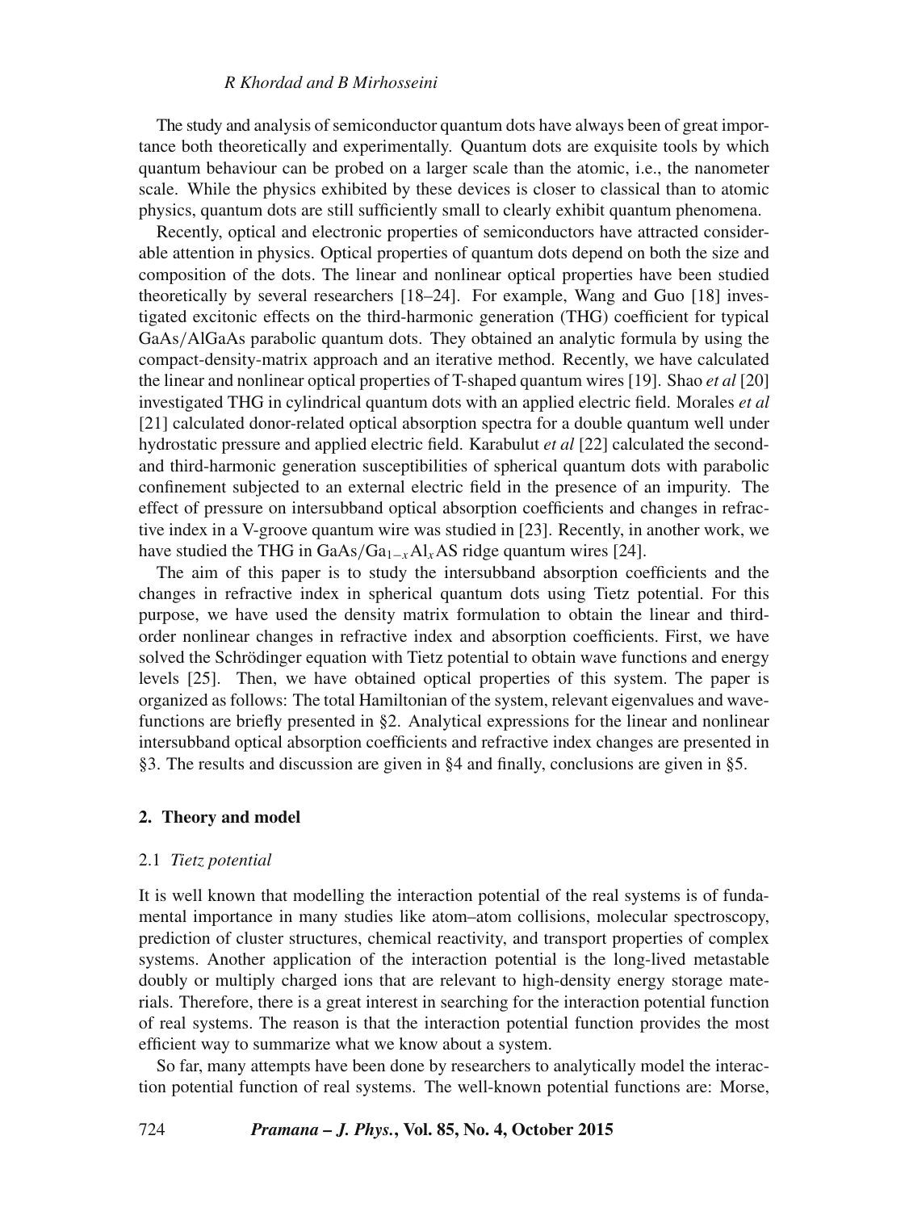The study and analysis of semiconductor quantum dots have always been of great importance both theoretically and experimentally. Quantum dots are exquisite tools by which quantum behaviour can be probed on a larger scale than the atomic, i.e., the nanometer scale. While the physics exhibited by these devices is closer to classical than to atomic physics, quantum dots are still sufficiently small to clearly exhibit quantum phenomena.

Recently, optical and electronic properties of semiconductors have attracted considerable attention in physics. Optical properties of quantum dots depend on both the size and composition of the dots. The linear and nonlinear optical properties have been studied theoretically by several researchers [18–24]. For example, Wang and Guo [18] investigated excitonic effects on the third-harmonic generation (THG) coefficient for typical GaAs/AlGaAs parabolic quantum dots. They obtained an analytic formula by using the compact-density-matrix approach and an iterative method. Recently, we have calculated the linear and nonlinear optical properties of T-shaped quantum wires [19]. Shao *et al* [20] investigated THG in cylindrical quantum dots with an applied electric field. Morales *et al* [21] calculated donor-related optical absorption spectra for a double quantum well under hydrostatic pressure and applied electric field. Karabulut *et al* [22] calculated the second- and third-harmonic generation susceptibilities of spherical quantum dots with parabolic confinement subjected to an external electric field in the presence of an impurity. The effect of pressure on intersubband optical absorption coefficients and changes in refractive index in a V-groove quantum wire was studied in [23]. Recently, in another work, we have studied the THG in $GaAs/Ga_{1-x}Al_xAS$ ridge quantum wires [24].

The aim of this paper is to study the intersubband absorption coefficients and the changes in refractive index in spherical quantum dots using Tietz potential. For this purpose, we have used the density matrix formulation to obtain the linear and third-order nonlinear changes in refractive index and absorption coefficients. First, we have solved the Schrödinger equation with Tietz potential to obtain wave functions and energy levels [25]. Then, we have obtained optical properties of this system. The paper is organized as follows: The total Hamiltonian of the system, relevant eigenvalues and wavefunctions are briefly presented in §2. Analytical expressions for the linear and nonlinear intersubband optical absorption coefficients and refractive index changes are presented in §3. The results and discussion are given in §4 and finally, conclusions are given in §5.

## 2. Theory and model

### 2.1 *Tietz potential*

It is well known that modelling the interaction potential of the real systems is of fundamental importance in many studies like atom–atom collisions, molecular spectroscopy, prediction of cluster structures, chemical reactivity, and transport properties of complex systems. Another application of the interaction potential is the long-lived metastable doubly or multiply charged ions that are relevant to high-density energy storage materials. Therefore, there is a great interest in searching for the interaction potential function of real systems. The reason is that the interaction potential function provides the most efficient way to summarize what we know about a system.

So far, many attempts have been done by researchers to analytically model the interaction potential function of real systems. The well-known potential functions are: Morse,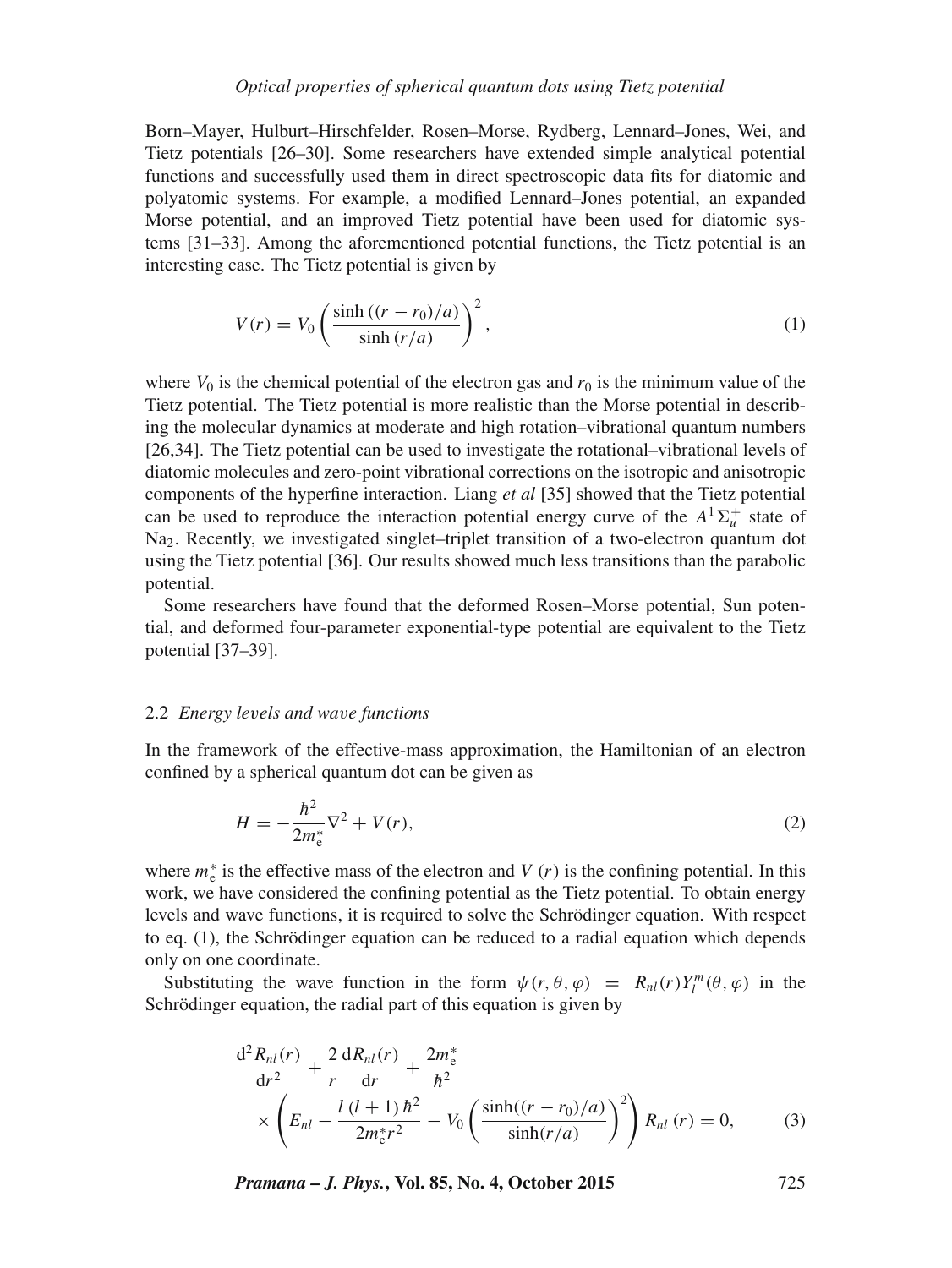Born–Mayer, Hulburt–Hirschfelder, Rosen–Morse, Rydberg, Lennard–Jones, Wei, and Tietz potentials [26–30]. Some researchers have extended simple analytical potential functions and successfully used them in direct spectroscopic data fits for diatomic and polyatomic systems. For example, a modified Lennard–Jones potential, an expanded Morse potential, and an improved Tietz potential have been used for diatomic systems [31–33]. Among the aforementioned potential functions, the Tietz potential is an interesting case. The Tietz potential is given by

$$V(r) = V_0 \left( \frac{\sinh\left((r - r_0)/a\right)}{\sinh\left(r/a\right)} \right)^2, \tag{1}$$

where $V_0$ is the chemical potential of the electron gas and $r_0$ is the minimum value of the Tietz potential. The Tietz potential is more realistic than the Morse potential in describing the molecular dynamics at moderate and high rotation–vibrational quantum numbers [26,34]. The Tietz potential can be used to investigate the rotational–vibrational levels of diatomic molecules and zero-point vibrational corrections on the isotropic and anisotropic components of the hyperfine interaction. Liang *et al* [35] showed that the Tietz potential can be used to reproduce the interaction potential energy curve of the $A^1\Sigma_u^+$ state of $Na_2$. Recently, we investigated singlet–triplet transition of a two-electron quantum dot using the Tietz potential [36]. Our results showed much less transitions than the parabolic potential.

Some researchers have found that the deformed Rosen–Morse potential, Sun potential, and deformed four-parameter exponential-type potential are equivalent to the Tietz potential [37–39].

### 2.2 *Energy levels and wave functions*

In the framework of the effective-mass approximation, the Hamiltonian of an electron confined by a spherical quantum dot can be given as

$$H = -\frac{\hbar^2}{2m_e^*}\nabla^2 + V(r), \tag{2}$$

where $m_e^*$ is the effective mass of the electron and $V(r)$ is the confining potential. In this work, we have considered the confining potential as the Tietz potential. To obtain energy levels and wave functions, it is required to solve the Schrödinger equation. With respect to eq. (1), the Schrödinger equation can be reduced to a radial equation which depends only on one coordinate.

Substituting the wave function in the form $\psi(r, \theta, \varphi) = R_{nl}(r) Y_l^m(\theta, \varphi)$ in the Schrödinger equation, the radial part of this equation is given by

$$\frac{\mathrm{d}^2 R_{nl}(r)}{\mathrm{d}r^2} + \frac{2}{r}\frac{\mathrm{d}R_{nl}(r)}{\mathrm{d}r} + \frac{2m_e^*}{\hbar^2} \times \left( E_{nl} - \frac{l(l+1)\hbar^2}{2m_e^* r^2} - V_0 \left( \frac{\sinh((r - r_0)/a)}{\sinh(r/a)} \right)^2 \right) R_{nl}(r) = 0, \tag{3}$$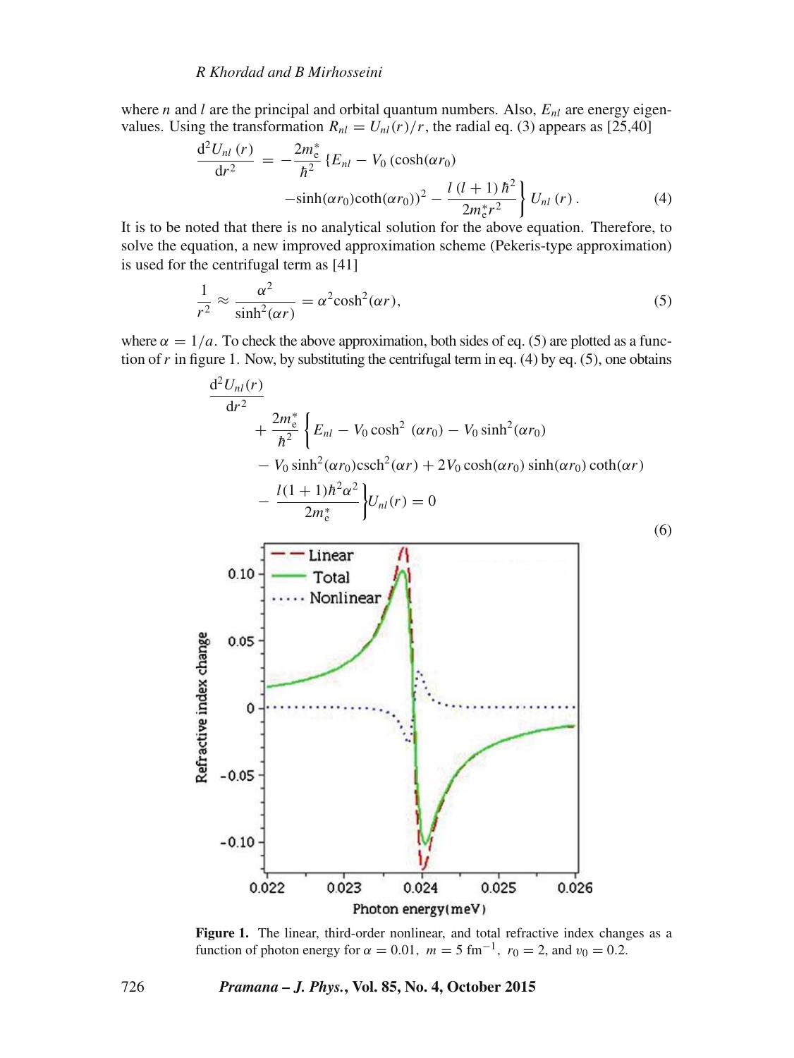where $n$ and $l$ are the principal and orbital quantum numbers. Also, $E_{nl}$ are energy eigenvalues. Using the transformation $R_{nl} = U_{nl}(r)/r$, the radial eq. (3) appears as [25,40]

$$\frac{\mathrm{d}^2 U_{nl}(r)}{\mathrm{d}r^2} = -\frac{2m_e^*}{\hbar^2}\left\{E_{nl} - V_0\left(\cosh(\alpha r_0) - \sinh(\alpha r_0)\coth(\alpha r_0)\right)^2 - \frac{l(l+1)\hbar^2}{2m_e^* r^2}\right\} U_{nl}(r). \tag{4}$$

It is to be noted that there is no analytical solution for the above equation. Therefore, to solve the equation, a new improved approximation scheme (Pekeris-type approximation) is used for the centrifugal term as [41]

$$\frac{1}{r^2} \approx \frac{\alpha^2}{\sinh^2(\alpha r)} = \alpha^2 \cosh^2(\alpha r), \tag{5}$$

where $\alpha = 1/a$. To check the above approximation, both sides of eq. (5) are plotted as a function of $r$ in figure 1. Now, by substituting the centrifugal term in eq. (4) by eq. (5), one obtains

$$\begin{aligned}\frac{\mathrm{d}^2 U_{nl}(r)}{\mathrm{d}r^2} &+ \frac{2m_e^*}{\hbar^2}\left\{E_{nl} - V_0\cosh^2(\alpha r_0) - V_0\sinh^2(\alpha r_0)\right.\\ &- V_0\sinh^2(\alpha r_0)\operatorname{csch}^2(\alpha r) + 2V_0\cosh(\alpha r_0)\sinh(\alpha r_0)\coth(\alpha r)\\ &\left.- \frac{l(1+1)\hbar^2\alpha^2}{2m_e^*}\right\}U_{nl}(r) = 0\end{aligned} \tag{6}$$

**Figure 1.** The linear, third-order nonlinear, and total refractive index changes as a function of photon energy for $\alpha = 0.01$, $m = 5\ \mathrm{fm}^{-1}$, $r_0 = 2$, and $v_0 = 0.2$.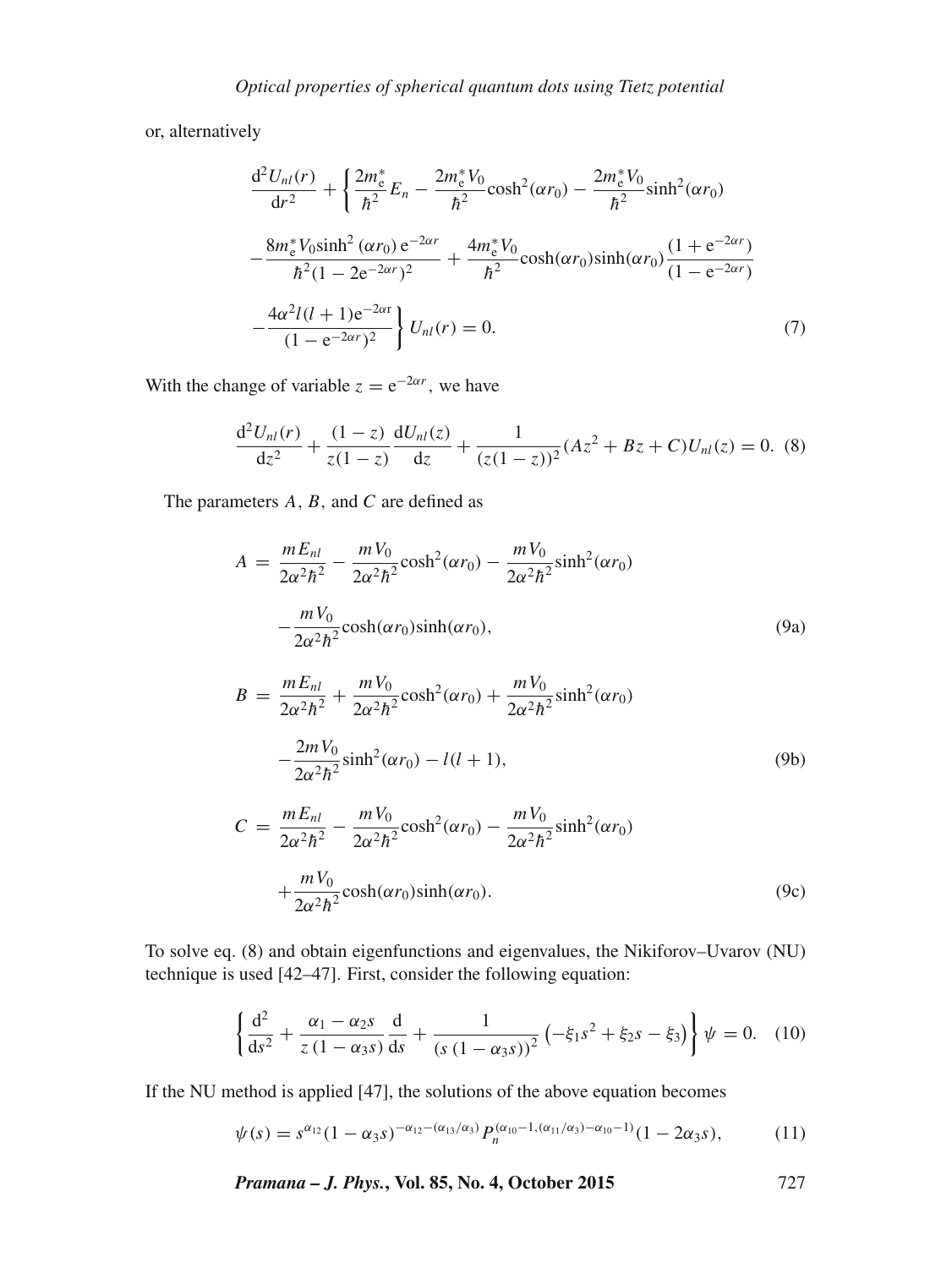or, alternatively

$$\frac{\mathrm{d}^2U_{nl}(r)}{\mathrm{d}r^2}+\left\{\frac{2m_{\mathrm{e}}^*}{\hbar^2}E_n-\frac{2m_{\mathrm{e}}^*V_0}{\hbar^2}\cosh^2(\alpha r_0)-\frac{2m_{\mathrm{e}}^*V_0}{\hbar^2}\sinh^2(\alpha r_0)\right.$$
$$-\frac{8m_{\mathrm{e}}^*V_0\sinh^2(\alpha r_0)\,\mathrm{e}^{-2\alpha r}}{\hbar^2(1-2\mathrm{e}^{-2\alpha r})^2}+\frac{4m_{\mathrm{e}}^*V_0}{\hbar^2}\cosh(\alpha r_0)\sinh(\alpha r_0)\frac{(1+\mathrm{e}^{-2\alpha r})}{(1-\mathrm{e}^{-2\alpha r})}$$
$$\left.-\frac{4\alpha^2l(l+1)\mathrm{e}^{-2\alpha r}}{(1-\mathrm{e}^{-2\alpha r})^2}\right\}U_{nl}(r)=0. \tag{7}$$

With the change of variable $z=\mathrm{e}^{-2\alpha r}$, we have

$$\frac{\mathrm{d}^2U_{nl}(r)}{\mathrm{d}z^2}+\frac{(1-z)}{z(1-z)}\frac{\mathrm{d}U_{nl}(z)}{\mathrm{d}z}+\frac{1}{(z(1-z))^2}(Az^2+Bz+C)U_{nl}(z)=0. \tag{8}$$

The parameters $A$, $B$, and $C$ are defined as

$$A=\frac{mE_{nl}}{2\alpha^2\hbar^2}-\frac{mV_0}{2\alpha^2\hbar^2}\cosh^2(\alpha r_0)-\frac{mV_0}{2\alpha^2\hbar^2}\sinh^2(\alpha r_0)$$
$$-\frac{mV_0}{2\alpha^2\hbar^2}\cosh(\alpha r_0)\sinh(\alpha r_0), \tag{9a}$$

$$B=\frac{mE_{nl}}{2\alpha^2\hbar^2}+\frac{mV_0}{2\alpha^2\hbar^2}\cosh^2(\alpha r_0)+\frac{mV_0}{2\alpha^2\hbar^2}\sinh^2(\alpha r_0)$$
$$-\frac{2mV_0}{2\alpha^2\hbar^2}\sinh^2(\alpha r_0)-l(l+1), \tag{9b}$$

$$C=\frac{mE_{nl}}{2\alpha^2\hbar^2}-\frac{mV_0}{2\alpha^2\hbar^2}\cosh^2(\alpha r_0)-\frac{mV_0}{2\alpha^2\hbar^2}\sinh^2(\alpha r_0)$$
$$+\frac{mV_0}{2\alpha^2\hbar^2}\cosh(\alpha r_0)\sinh(\alpha r_0). \tag{9c}$$

To solve eq. (8) and obtain eigenfunctions and eigenvalues, the Nikiforov–Uvarov (NU) technique is used [42–47]. First, consider the following equation:

$$\left\{\frac{\mathrm{d}^2}{\mathrm{d}s^2}+\frac{\alpha_1-\alpha_2 s}{z\,(1-\alpha_3 s)}\frac{\mathrm{d}}{\mathrm{d}s}+\frac{1}{(s\,(1-\alpha_3 s))^2}\left(-\xi_1 s^2+\xi_2 s-\xi_3\right)\right\}\psi=0. \tag{10}$$

If the NU method is applied [47], the solutions of the above equation becomes

$$\psi(s)=s^{\alpha_{12}}(1-\alpha_3 s)^{-\alpha_{12}-(\alpha_{13}/\alpha_3)}P_n^{(\alpha_{10}-1,(\alpha_{11}/\alpha_3)-\alpha_{10}-1)}(1-2\alpha_3 s), \tag{11}$$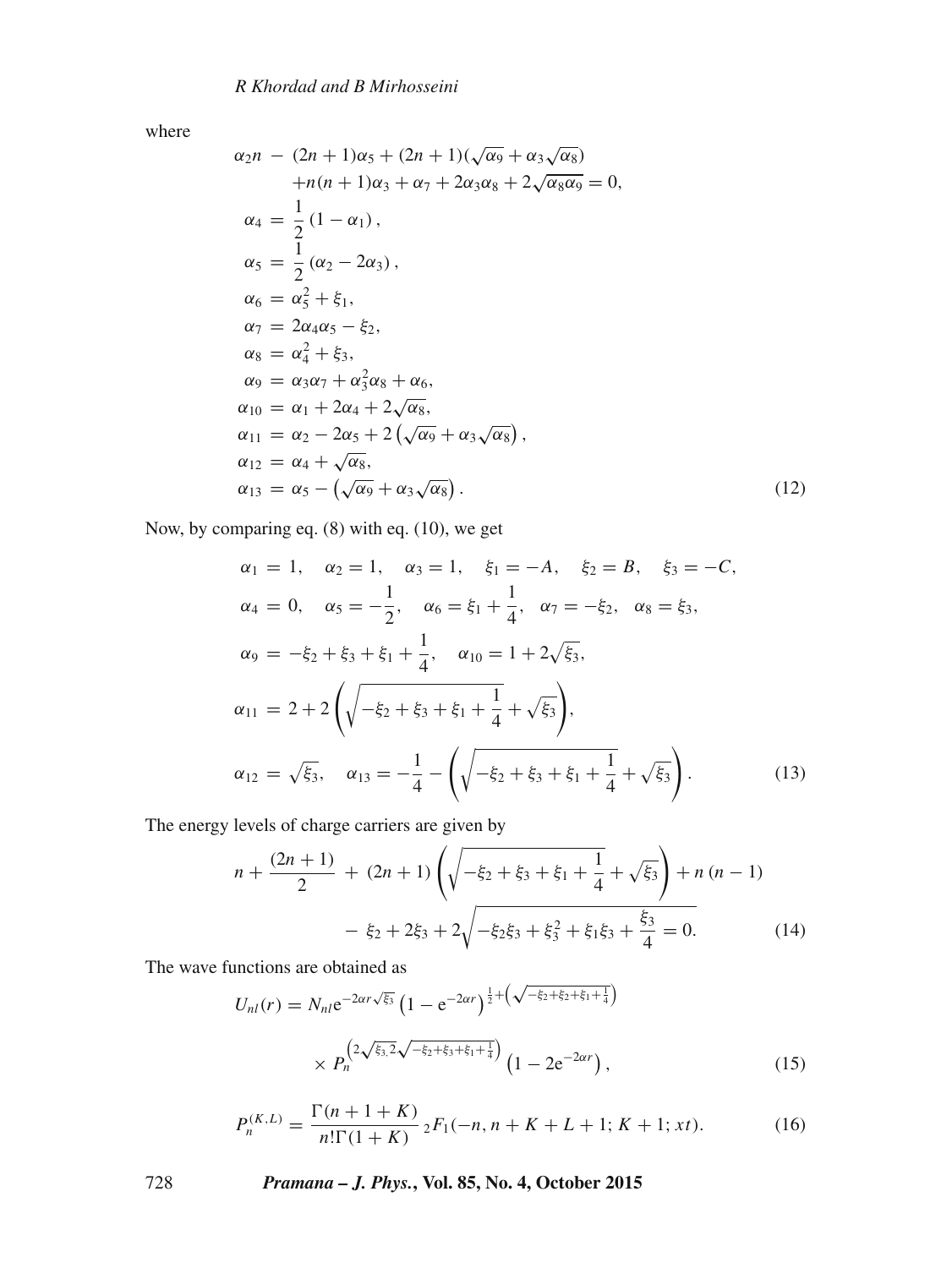where

$$
\begin{aligned}
\alpha_2 n \; - \; & (2n+1)\alpha_5 + (2n+1)(\sqrt{\alpha_9} + \alpha_3\sqrt{\alpha_8}) \\
& + n(n+1)\alpha_3 + \alpha_7 + 2\alpha_3\alpha_8 + 2\sqrt{\alpha_8\alpha_9} = 0, \\
\alpha_4 \; = \; & \frac{1}{2}(1-\alpha_1), \\
\alpha_5 \; = \; & \frac{1}{2}(\alpha_2 - 2\alpha_3), \\
\alpha_6 \; = \; & \alpha_5^2 + \xi_1, \\
\alpha_7 \; = \; & 2\alpha_4\alpha_5 - \xi_2, \\
\alpha_8 \; = \; & \alpha_4^2 + \xi_3, \\
\alpha_9 \; = \; & \alpha_3\alpha_7 + \alpha_3^2\alpha_8 + \alpha_6, \\
\alpha_{10} \; = \; & \alpha_1 + 2\alpha_4 + 2\sqrt{\alpha_8}, \\
\alpha_{11} \; = \; & \alpha_2 - 2\alpha_5 + 2\left(\sqrt{\alpha_9} + \alpha_3\sqrt{\alpha_8}\right), \\
\alpha_{12} \; = \; & \alpha_4 + \sqrt{\alpha_8}, \\
\alpha_{13} \; = \; & \alpha_5 - \left(\sqrt{\alpha_9} + \alpha_3\sqrt{\alpha_8}\right).
\end{aligned}
\tag{12}
$$

Now, by comparing eq. (8) with eq. (10), we get

$$
\begin{aligned}
\alpha_1 \; = \; & 1, \quad \alpha_2 = 1, \quad \alpha_3 = 1, \quad \xi_1 = -A, \quad \xi_2 = B, \quad \xi_3 = -C, \\
\alpha_4 \; = \; & 0, \quad \alpha_5 = -\frac{1}{2}, \quad \alpha_6 = \xi_1 + \frac{1}{4}, \quad \alpha_7 = -\xi_2, \quad \alpha_8 = \xi_3, \\
\alpha_9 \; = \; & -\xi_2 + \xi_3 + \xi_1 + \frac{1}{4}, \quad \alpha_{10} = 1 + 2\sqrt{\xi_3}, \\
\alpha_{11} \; = \; & 2 + 2\left(\sqrt{-\xi_2 + \xi_3 + \xi_1 + \frac{1}{4}} + \sqrt{\xi_3}\right), \\
\alpha_{12} \; = \; & \sqrt{\xi_3}, \quad \alpha_{13} = -\frac{1}{4} - \left(\sqrt{-\xi_2 + \xi_3 + \xi_1 + \frac{1}{4}} + \sqrt{\xi_3}\right).
\end{aligned}
\tag{13}
$$

The energy levels of charge carriers are given by

$$
\begin{aligned}
n + \frac{(2n+1)}{2} \; + \; & (2n+1)\left(\sqrt{-\xi_2 + \xi_3 + \xi_1 + \frac{1}{4}} + \sqrt{\xi_3}\right) + n(n-1) \\
& - \xi_2 + 2\xi_3 + 2\sqrt{-\xi_2\xi_3 + \xi_3^2 + \xi_1\xi_3 + \frac{\xi_3}{4}} = 0.
\end{aligned}
\tag{14}
$$

The wave functions are obtained as

$$
\begin{aligned}
U_{nl}(r) = \; & N_{nl} \mathrm{e}^{-2\alpha r\sqrt{\xi_3}} \left(1 - \mathrm{e}^{-2\alpha r}\right)^{\frac{1}{2} + \left(\sqrt{-\xi_2 + \xi_2 + \xi_1 + \frac{1}{4}}\right)} \\
& \times P_n^{\left(2\sqrt{\xi_{3,}2}\sqrt{-\xi_2 + \xi_3 + \xi_1 + \frac{1}{4}}\right)} \left(1 - 2\mathrm{e}^{-2\alpha r}\right),
\end{aligned}
\tag{15}
$$

$$
P_n^{(K,L)} = \frac{\Gamma(n+1+K)}{n!\Gamma(1+K)} \, {}_2F_1(-n, n+K+L+1; K+1; xt). \tag{16}
$$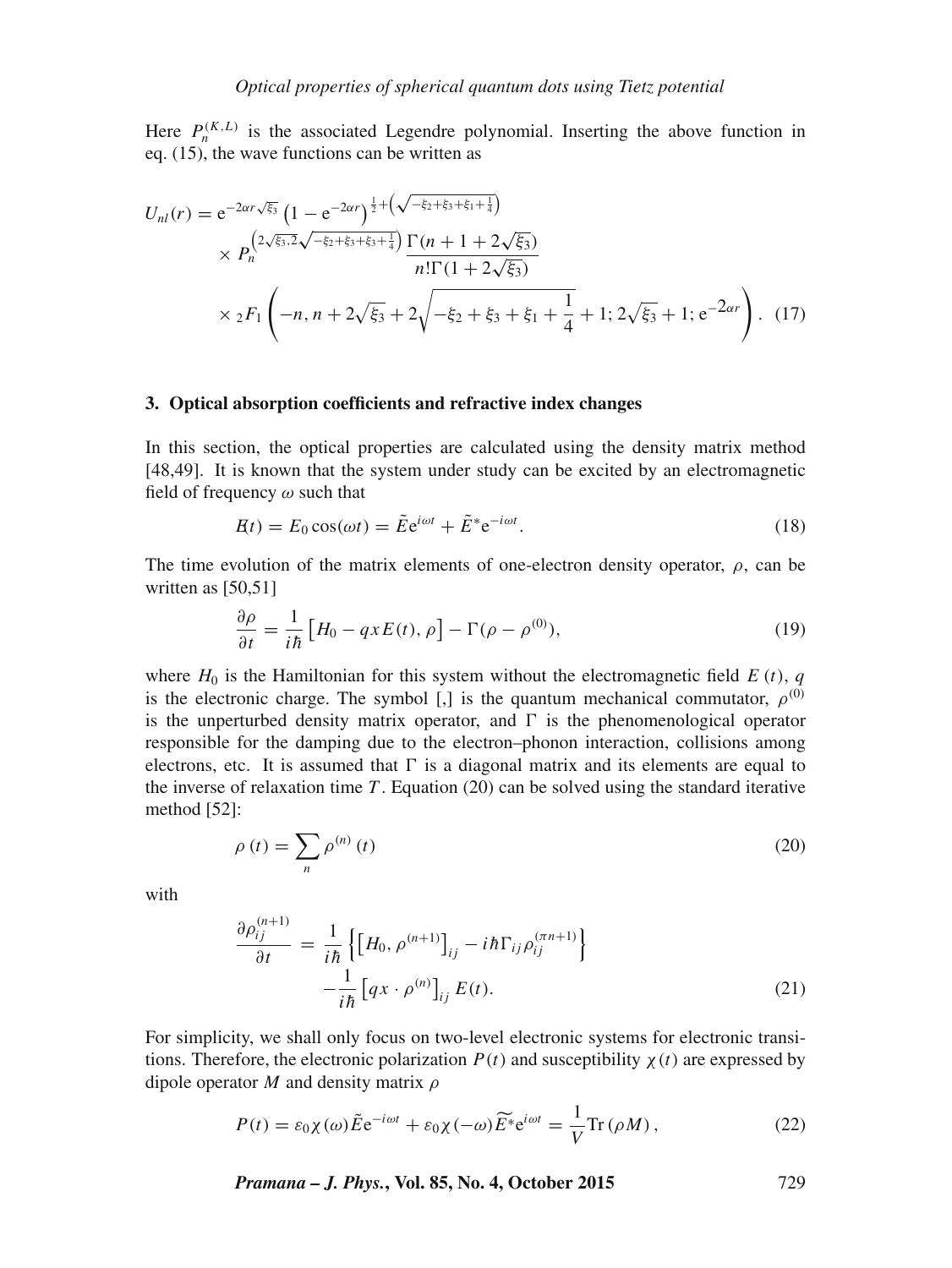Here $P_n^{(K,L)}$ is the associated Legendre polynomial. Inserting the above function in eq. (15), the wave functions can be written as

$$U_{nl}(r) = e^{-2\alpha r\sqrt{\xi_3}}\left(1 - e^{-2\alpha r}\right)^{\frac{1}{2}+\left(\sqrt{-\xi_2+\xi_3+\xi_1+\frac{1}{4}}\right)} \times P_n^{\left(2\sqrt{\xi_3},2\sqrt{-\xi_2+\xi_3+\xi_3+\frac{1}{4}}\right)} \frac{\Gamma(n+1+2\sqrt{\xi_3})}{n!\Gamma(1+2\sqrt{\xi_3})} \times {}_2F_1\left(-n, n+2\sqrt{\xi_3}+2\sqrt{-\xi_2+\xi_3+\xi_1+\frac{1}{4}}+1; 2\sqrt{\xi_3}+1; e^{-2\alpha r}\right). \quad (17)$$

## 3. Optical absorption coefficients and refractive index changes

In this section, the optical properties are calculated using the density matrix method [48,49]. It is known that the system under study can be excited by an electromagnetic field of frequency $\omega$ such that

$$E(t) = E_0\cos(\omega t) = \tilde{E}e^{i\omega t} + \tilde{E}^* e^{-i\omega t}. \quad (18)$$

The time evolution of the matrix elements of one-electron density operator, $\rho$, can be written as [50,51]

$$\frac{\partial \rho}{\partial t} = \frac{1}{i\hbar}\left[H_0 - qxE(t), \rho\right] - \Gamma(\rho - \rho^{(0)}), \quad (19)$$

where $H_0$ is the Hamiltonian for this system without the electromagnetic field $E(t)$, $q$ is the electronic charge. The symbol [,] is the quantum mechanical commutator, $\rho^{(0)}$ is the unperturbed density matrix operator, and $\Gamma$ is the phenomenological operator responsible for the damping due to the electron–phonon interaction, collisions among electrons, etc. It is assumed that $\Gamma$ is a diagonal matrix and its elements are equal to the inverse of relaxation time $T$. Equation (20) can be solved using the standard iterative method [52]:

$$\rho(t) = \sum_n \rho^{(n)}(t) \quad (20)$$

with

$$\frac{\partial \rho_{ij}^{(n+1)}}{\partial t} = \frac{1}{i\hbar}\left\{\left[H_0, \rho^{(n+1)}\right]_{ij} - i\hbar\Gamma_{ij}\rho_{ij}^{(\pi n+1)}\right\} - \frac{1}{i\hbar}\left[qx\cdot\rho^{(n)}\right]_{ij}E(t). \quad (21)$$

For simplicity, we shall only focus on two-level electronic systems for electronic transitions. Therefore, the electronic polarization $P(t)$ and susceptibility $\chi(t)$ are expressed by dipole operator $M$ and density matrix $\rho$

$$P(t) = \varepsilon_0\chi(\omega)\tilde{E}e^{-i\omega t} + \varepsilon_0\chi(-\omega)\widetilde{E^*}e^{i\omega t} = \frac{1}{V}\mathrm{Tr}(\rho M), \quad (22)$$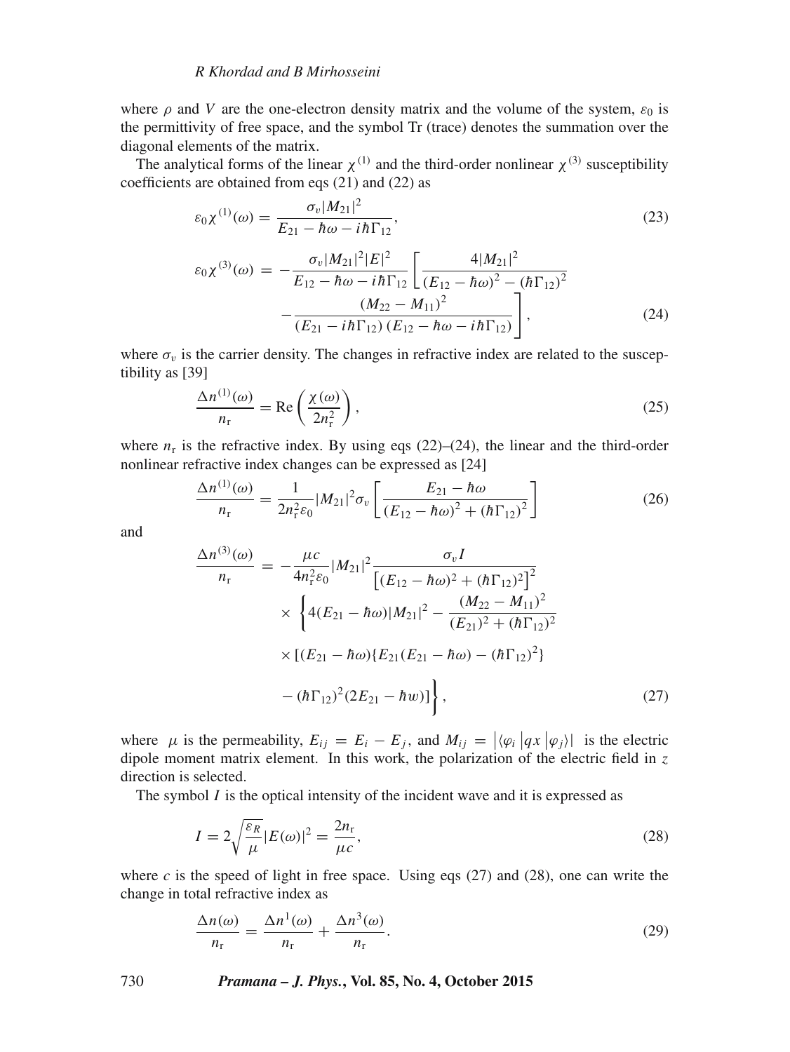where $\rho$ and $V$ are the one-electron density matrix and the volume of the system, $\varepsilon_0$ is the permittivity of free space, and the symbol Tr (trace) denotes the summation over the diagonal elements of the matrix.

The analytical forms of the linear $\chi^{(1)}$ and the third-order nonlinear $\chi^{(3)}$ susceptibility coefficients are obtained from eqs (21) and (22) as

$$\varepsilon_0 \chi^{(1)}(\omega) = \frac{\sigma_v |M_{21}|^2}{E_{21} - \hbar\omega - i\hbar\Gamma_{12}}, \tag{23}$$

$$\varepsilon_0 \chi^{(3)}(\omega) = -\frac{\sigma_v |M_{21}|^2 |E|^2}{E_{12} - \hbar\omega - i\hbar\Gamma_{12}} \left[ \frac{4|M_{21}|^2}{(E_{12} - \hbar\omega)^2 - (\hbar\Gamma_{12})^2} - \frac{(M_{22} - M_{11})^2}{(E_{21} - i\hbar\Gamma_{12})(E_{12} - \hbar\omega - i\hbar\Gamma_{12})} \right], \tag{24}$$

where $\sigma_v$ is the carrier density. The changes in refractive index are related to the susceptibility as [39]

$$\frac{\Delta n^{(1)}(\omega)}{n_r} = \mathrm{Re}\left( \frac{\chi(\omega)}{2n_r^2} \right), \tag{25}$$

where $n_r$ is the refractive index. By using eqs (22)–(24), the linear and the third-order nonlinear refractive index changes can be expressed as [24]

$$\frac{\Delta n^{(1)}(\omega)}{n_r} = \frac{1}{2n_r^2 \varepsilon_0} |M_{21}|^2 \sigma_v \left[ \frac{E_{21} - \hbar\omega}{(E_{12} - \hbar\omega)^2 + (\hbar\Gamma_{12})^2} \right] \tag{26}$$

and

$$\begin{aligned}
\frac{\Delta n^{(3)}(\omega)}{n_r} = & -\frac{\mu c}{4n_r^2 \varepsilon_0} |M_{21}|^2 \frac{\sigma_v I}{\left[(E_{12} - \hbar\omega)^2 + (\hbar\Gamma_{12})^2\right]^2} \\
& \times \left\{ 4(E_{21} - \hbar\omega)|M_{21}|^2 - \frac{(M_{22} - M_{11})^2}{(E_{21})^2 + (\hbar\Gamma_{12})^2} \right. \\
& \times [(E_{21} - \hbar\omega)\{E_{21}(E_{21} - \hbar\omega) - (\hbar\Gamma_{12})^2\} \\
& \left. - (\hbar\Gamma_{12})^2 (2E_{21} - \hbar w)] \right\},
\end{aligned} \tag{27}$$

where $\mu$ is the permeability, $E_{ij} = E_i - E_j$, and $M_{ij} = |\langle \varphi_i | qx | \varphi_j \rangle|$ is the electric dipole moment matrix element. In this work, the polarization of the electric field in $z$ direction is selected.

The symbol $I$ is the optical intensity of the incident wave and it is expressed as

$$I = 2\sqrt{\frac{\varepsilon_R}{\mu}} |E(\omega)|^2 = \frac{2n_r}{\mu c}, \tag{28}$$

where $c$ is the speed of light in free space. Using eqs (27) and (28), one can write the change in total refractive index as

$$\frac{\Delta n(\omega)}{n_r} = \frac{\Delta n^1(\omega)}{n_r} + \frac{\Delta n^3(\omega)}{n_r}. \tag{29}$$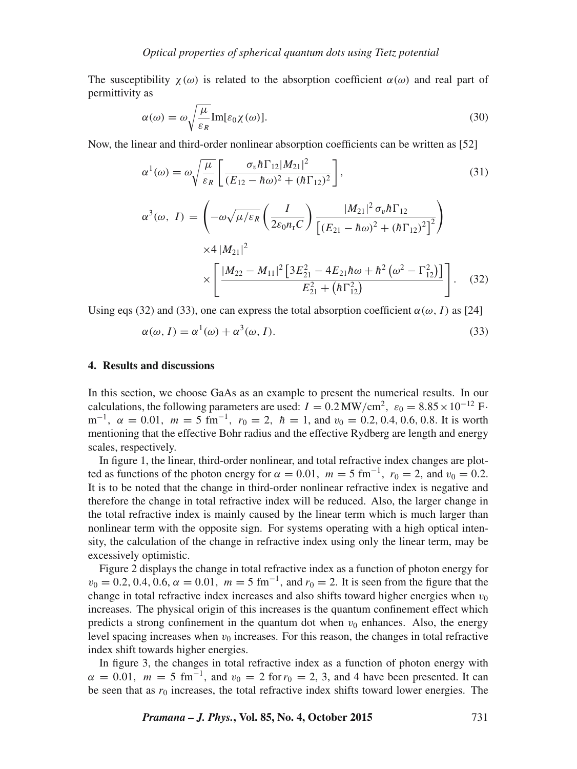The susceptibility $\chi(\omega)$ is related to the absorption coefficient $\alpha(\omega)$ and real part of permittivity as

$$\alpha(\omega) = \omega\sqrt{\frac{\mu}{\varepsilon_R}}\mathrm{Im}[\varepsilon_0\chi(\omega)]. \tag{30}$$

Now, the linear and third-order nonlinear absorption coefficients can be written as [52]

$$\alpha^1(\omega) = \omega\sqrt{\frac{\mu}{\varepsilon_R}}\left[\frac{\sigma_v\hbar\Gamma_{12}|M_{21}|^2}{(E_{12}-\hbar\omega)^2+(\hbar\Gamma_{12})^2}\right], \tag{31}$$

$$\begin{aligned}\alpha^3(\omega,\ I) = {} & \left(-\omega\sqrt{\mu/\varepsilon_R}\left(\frac{I}{2\varepsilon_0 n_r C}\right)\frac{|M_{21}|^2\,\sigma_v\hbar\Gamma_{12}}{\left[(E_{21}-\hbar\omega)^2+(\hbar\Gamma_{12})^2\right]^2}\right) \\ & \times 4\,|M_{21}|^2 \\ & \times\left[\frac{|M_{22}-M_{11}|^2\left[3E_{21}^2-4E_{21}\hbar\omega+\hbar^2\left(\omega^2-\Gamma_{12}^2\right)\right]}{E_{21}^2+\left(\hbar\Gamma_{12}^2\right)}\right].\end{aligned} \tag{32}$$

Using eqs (32) and (33), one can express the total absorption coefficient $\alpha(\omega, I)$ as [24]

$$\alpha(\omega, I) = \alpha^1(\omega) + \alpha^3(\omega, I). \tag{33}$$

## 4. Results and discussions

In this section, we choose GaAs as an example to present the numerical results. In our calculations, the following parameters are used: $I = 0.2\,\mathrm{MW/cm^2}$, $\varepsilon_0 = 8.85\times10^{-12}$ F·m$^{-1}$, $\alpha = 0.01$, $m = 5$ fm$^{-1}$, $r_0 = 2$, $\hbar = 1$, and $v_0 = 0.2, 0.4, 0.6, 0.8$. It is worth mentioning that the effective Bohr radius and the effective Rydberg are length and energy scales, respectively.

In figure 1, the linear, third-order nonlinear, and total refractive index changes are plotted as functions of the photon energy for $\alpha = 0.01$, $m = 5$ fm$^{-1}$, $r_0 = 2$, and $v_0 = 0.2$. It is to be noted that the change in third-order nonlinear refractive index is negative and therefore the change in total refractive index will be reduced. Also, the larger change in the total refractive index is mainly caused by the linear term which is much larger than nonlinear term with the opposite sign. For systems operating with a high optical intensity, the calculation of the change in refractive index using only the linear term, may be excessively optimistic.

Figure 2 displays the change in total refractive index as a function of photon energy for $v_0 = 0.2, 0.4, 0.6$, $\alpha = 0.01$, $m = 5$ fm$^{-1}$, and $r_0 = 2$. It is seen from the figure that the change in total refractive index increases and also shifts toward higher energies when $v_0$ increases. The physical origin of this increases is the quantum confinement effect which predicts a strong confinement in the quantum dot when $v_0$ enhances. Also, the energy level spacing increases when $v_0$ increases. For this reason, the changes in total refractive index shift towards higher energies.

In figure 3, the changes in total refractive index as a function of photon energy with $\alpha = 0.01$, $m = 5$ fm$^{-1}$, and $v_0 = 2$ for $r_0 = 2$, 3, and 4 have been presented. It can be seen that as $r_0$ increases, the total refractive index shifts toward lower energies. The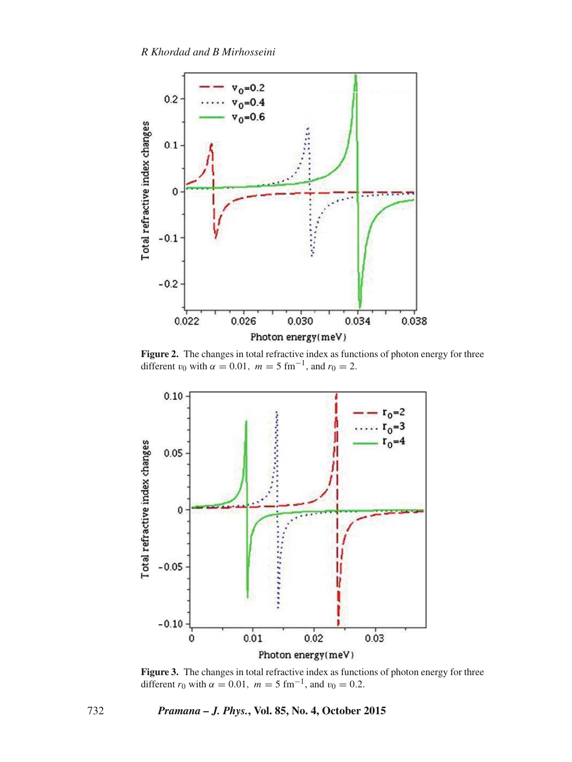**Figure 2.** The changes in total refractive index as functions of photon energy for three different $v_0$ with $\alpha = 0.01$, $m = 5\ \text{fm}^{-1}$, and $r_0 = 2$.

**Figure 3.** The changes in total refractive index as functions of photon energy for three different $r_0$ with $\alpha = 0.01$, $m = 5\ \text{fm}^{-1}$, and $v_0 = 0.2$.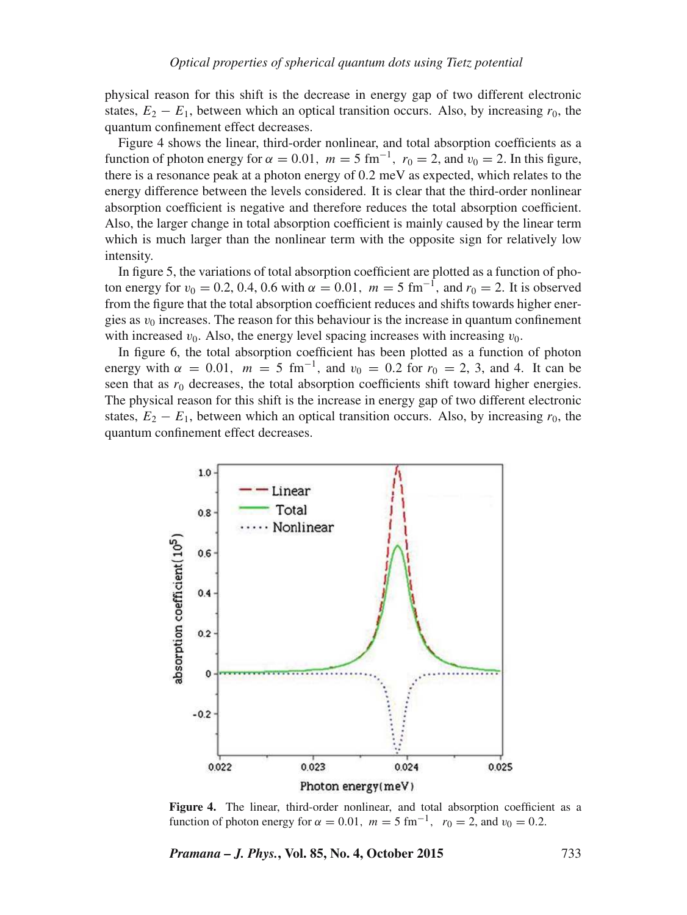physical reason for this shift is the decrease in energy gap of two different electronic states, $E_2 - E_1$, between which an optical transition occurs. Also, by increasing $r_0$, the quantum confinement effect decreases.

Figure 4 shows the linear, third-order nonlinear, and total absorption coefficients as a function of photon energy for $\alpha = 0.01$, $m = 5\ \text{fm}^{-1}$, $r_0 = 2$, and $v_0 = 2$. In this figure, there is a resonance peak at a photon energy of 0.2 meV as expected, which relates to the energy difference between the levels considered. It is clear that the third-order nonlinear absorption coefficient is negative and therefore reduces the total absorption coefficient. Also, the larger change in total absorption coefficient is mainly caused by the linear term which is much larger than the nonlinear term with the opposite sign for relatively low intensity.

In figure 5, the variations of total absorption coefficient are plotted as a function of photon energy for $v_0 = 0.2, 0.4, 0.6$ with $\alpha = 0.01$, $m = 5\ \text{fm}^{-1}$, and $r_0 = 2$. It is observed from the figure that the total absorption coefficient reduces and shifts towards higher energies as $v_0$ increases. The reason for this behaviour is the increase in quantum confinement with increased $v_0$. Also, the energy level spacing increases with increasing $v_0$.

In figure 6, the total absorption coefficient has been plotted as a function of photon energy with $\alpha = 0.01$, $m = 5\ \text{fm}^{-1}$, and $v_0 = 0.2$ for $r_0 = 2$, 3, and 4. It can be seen that as $r_0$ decreases, the total absorption coefficients shift toward higher energies. The physical reason for this shift is the increase in energy gap of two different electronic states, $E_2 - E_1$, between which an optical transition occurs. Also, by increasing $r_0$, the quantum confinement effect decreases.

**Figure 4.** The linear, third-order nonlinear, and total absorption coefficient as a function of photon energy for $\alpha = 0.01$, $m = 5\ \text{fm}^{-1}$, $r_0 = 2$, and $v_0 = 0.2$.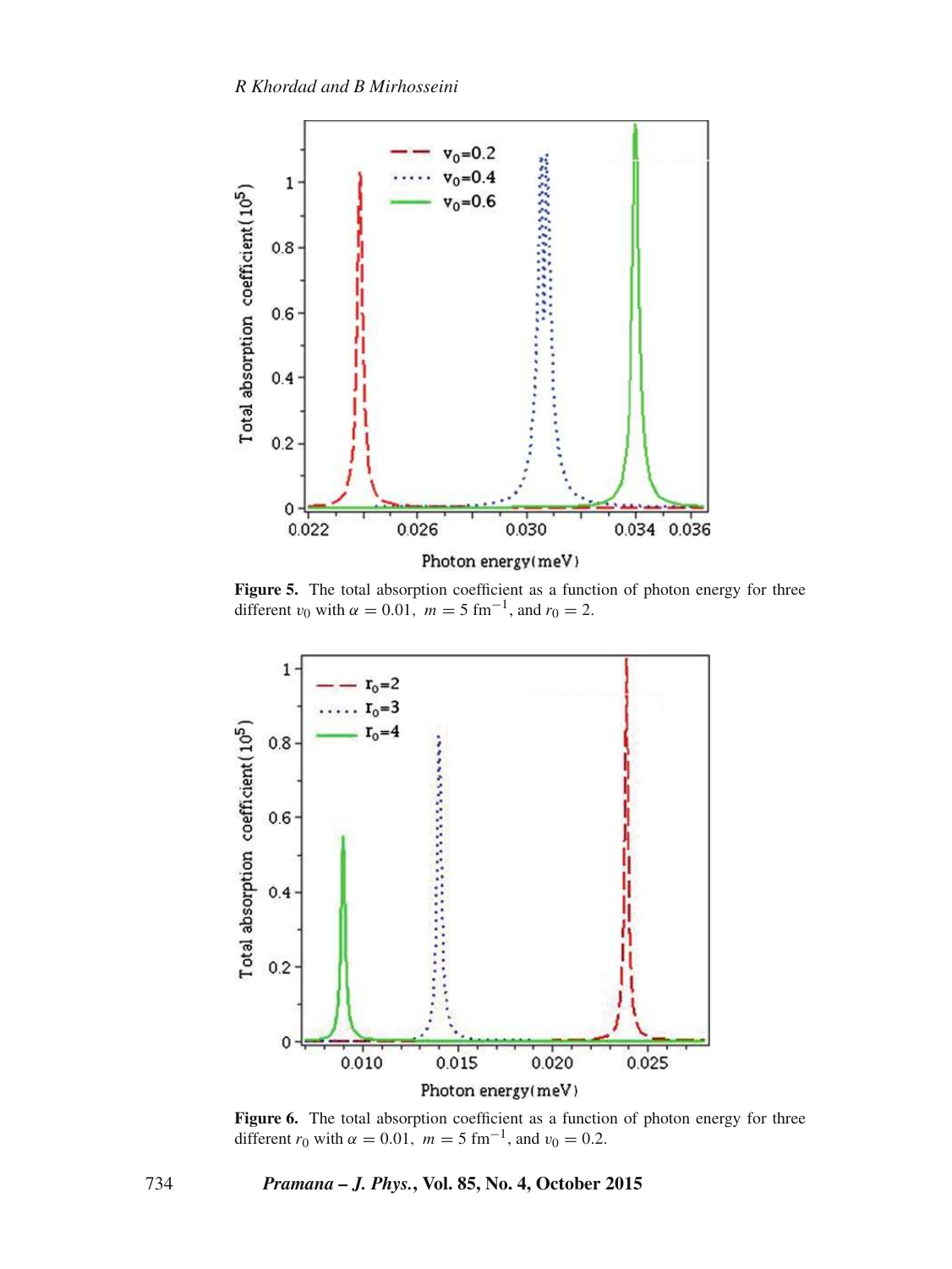**Figure 5.** The total absorption coefficient as a function of photon energy for three different $v_0$ with $\alpha = 0.01$, $m = 5\ \text{fm}^{-1}$, and $r_0 = 2$.

**Figure 6.** The total absorption coefficient as a function of photon energy for three different $r_0$ with $\alpha = 0.01$, $m = 5\ \text{fm}^{-1}$, and $v_0 = 0.2$.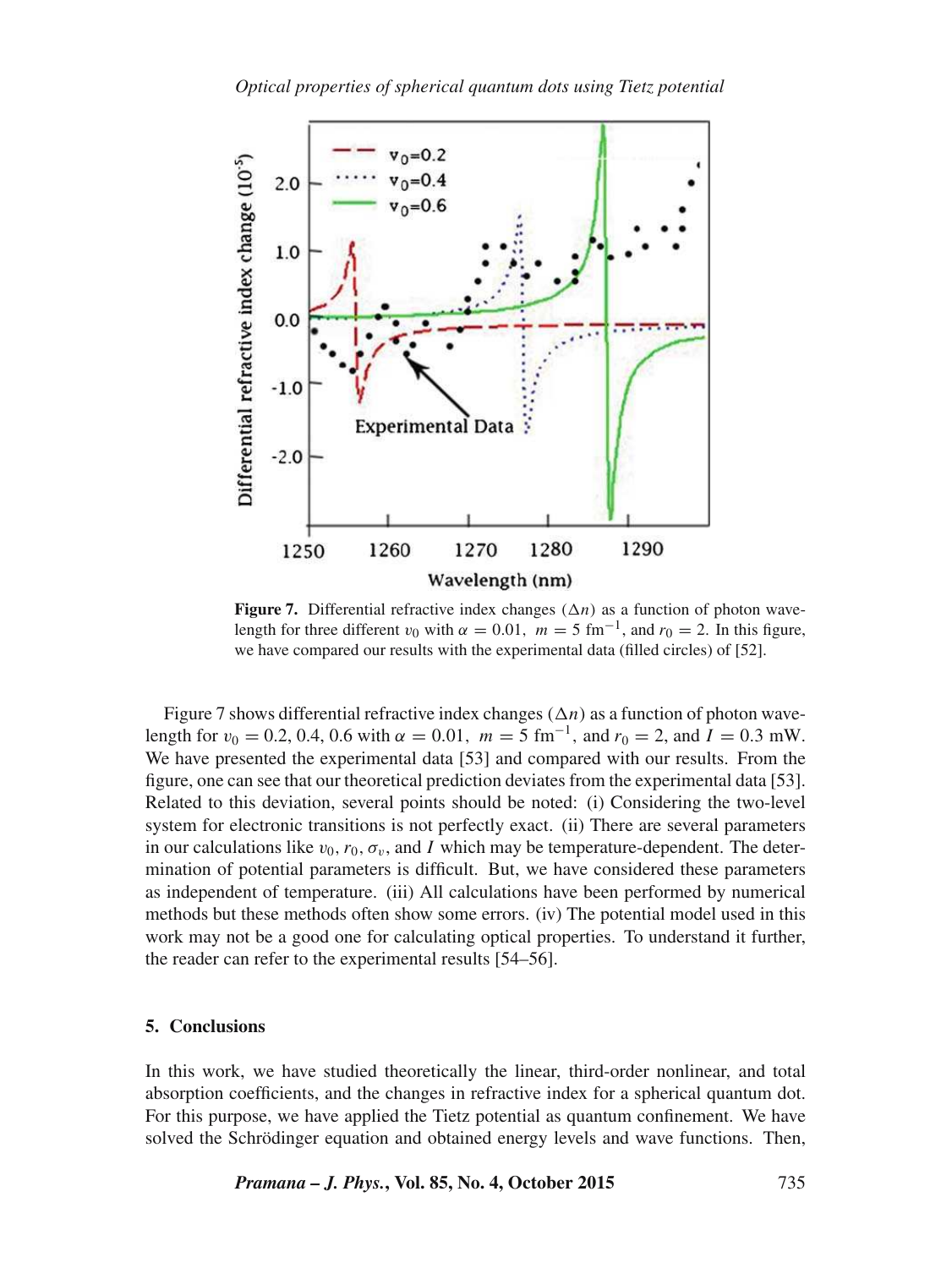**Figure 7.** Differential refractive index changes ($\Delta n$) as a function of photon wavelength for three different $v_0$ with $\alpha = 0.01$, $m = 5\ \text{fm}^{-1}$, and $r_0 = 2$. In this figure, we have compared our results with the experimental data (filled circles) of [52].

Figure 7 shows differential refractive index changes ($\Delta n$) as a function of photon wavelength for $v_0 = 0.2, 0.4, 0.6$ with $\alpha = 0.01$, $m = 5\ \text{fm}^{-1}$, and $r_0 = 2$, and $I = 0.3$ mW. We have presented the experimental data [53] and compared with our results. From the figure, one can see that our theoretical prediction deviates from the experimental data [53]. Related to this deviation, several points should be noted: (i) Considering the two-level system for electronic transitions is not perfectly exact. (ii) There are several parameters in our calculations like $v_0$, $r_0$, $\sigma_v$, and $I$ which may be temperature-dependent. The determination of potential parameters is difficult. But, we have considered these parameters as independent of temperature. (iii) All calculations have been performed by numerical methods but these methods often show some errors. (iv) The potential model used in this work may not be a good one for calculating optical properties. To understand it further, the reader can refer to the experimental results [54–56].

## 5. Conclusions

In this work, we have studied theoretically the linear, third-order nonlinear, and total absorption coefficients, and the changes in refractive index for a spherical quantum dot. For this purpose, we have applied the Tietz potential as quantum confinement. We have solved the Schrödinger equation and obtained energy levels and wave functions. Then,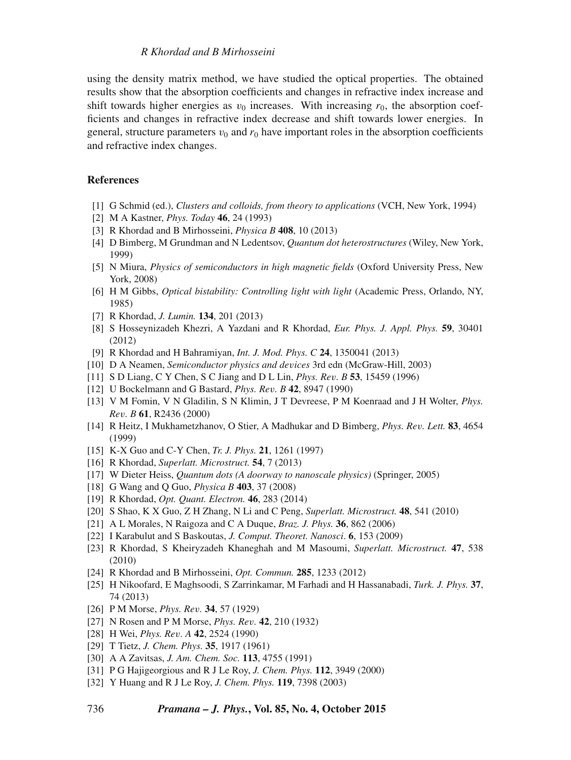using the density matrix method, we have studied the optical properties. The obtained results show that the absorption coefficients and changes in refractive index increase and shift towards higher energies as $v_0$ increases. With increasing $r_0$, the absorption coefficients and changes in refractive index decrease and shift towards lower energies. In general, structure parameters $v_0$ and $r_0$ have important roles in the absorption coefficients and refractive index changes.

## References

[1] G Schmid (ed.), *Clusters and colloids, from theory to applications* (VCH, New York, 1994)

[2] M A Kastner, *Phys. Today* **46**, 24 (1993)

[3] R Khordad and B Mirhosseini, *Physica B* **408**, 10 (2013)

[4] D Bimberg, M Grundman and N Ledentsov, *Quantum dot heterostructures* (Wiley, New York, 1999)

[5] N Miura, *Physics of semiconductors in high magnetic fields* (Oxford University Press, New York, 2008)

[6] H M Gibbs, *Optical bistability: Controlling light with light* (Academic Press, Orlando, NY, 1985)

[7] R Khordad, *J. Lumin.* **134**, 201 (2013)

[8] S Hosseynizadeh Khezri, A Yazdani and R Khordad, *Eur. Phys. J. Appl. Phys.* **59**, 30401 (2012)

[9] R Khordad and H Bahramiyan, *Int. J. Mod. Phys. C* **24**, 1350041 (2013)

[10] D A Neamen, *Semiconductor physics and devices* 3rd edn (McGraw-Hill, 2003)

[11] S D Liang, C Y Chen, S C Jiang and D L Lin, *Phys. Rev. B* **53**, 15459 (1996)

[12] U Bockelmann and G Bastard, *Phys. Rev. B* **42**, 8947 (1990)

[13] V M Fomin, V N Gladilin, S N Klimin, J T Devreese, P M Koenraad and J H Wolter, *Phys. Rev. B* **61**, R2436 (2000)

[14] R Heitz, I Mukhametzhanov, O Stier, A Madhukar and D Bimberg, *Phys. Rev. Lett.* **83**, 4654 (1999)

[15] K-X Guo and C-Y Chen, *Tr. J. Phys.* **21**, 1261 (1997)

[16] R Khordad, *Superlatt. Microstruct.* **54**, 7 (2013)

[17] W Dieter Heiss, *Quantum dots (A doorway to nanoscale physics)* (Springer, 2005)

[18] G Wang and Q Guo, *Physica B* **403**, 37 (2008)

[19] R Khordad, *Opt. Quant. Electron.* **46**, 283 (2014)

[20] S Shao, K X Guo, Z H Zhang, N Li and C Peng, *Superlatt. Microstruct.* **48**, 541 (2010)

[21] A L Morales, N Raigoza and C A Duque, *Braz. J. Phys.* **36**, 862 (2006)

[22] I Karabulut and S Baskoutas, *J. Comput. Theoret. Nanosci.* **6**, 153 (2009)

[23] R Khordad, S Kheiryzadeh Khaneghah and M Masoumi, *Superlatt. Microstruct.* **47**, 538 (2010)

[24] R Khordad and B Mirhosseini, *Opt. Commun.* **285**, 1233 (2012)

[25] H Nikoofard, E Maghsoodi, S Zarrinkamar, M Farhadi and H Hassanabadi, *Turk. J. Phys.* **37**, 74 (2013)

[26] P M Morse, *Phys. Rev.* **34**, 57 (1929)

[27] N Rosen and P M Morse, *Phys. Rev.* **42**, 210 (1932)

[28] H Wei, *Phys. Rev. A* **42**, 2524 (1990)

[29] T Tietz, *J. Chem. Phys.* **35**, 1917 (1961)

[30] A A Zavitsas, *J. Am. Chem. Soc.* **113**, 4755 (1991)

[31] P G Hajigeorgious and R J Le Roy, *J. Chem. Phys.* **112**, 3949 (2000)

[32] Y Huang and R J Le Roy, *J. Chem. Phys.* **119**, 7398 (2003)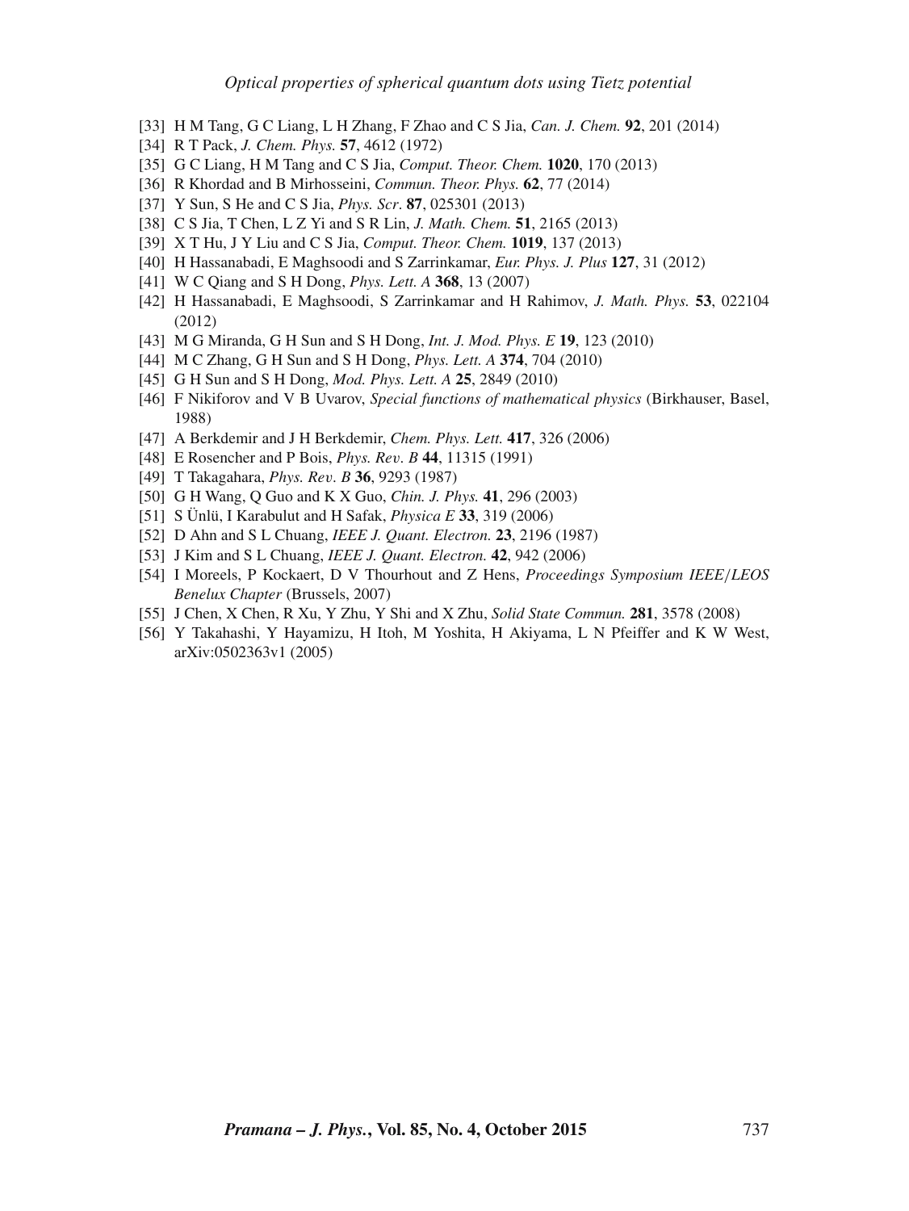[33] H M Tang, G C Liang, L H Zhang, F Zhao and C S Jia, *Can. J. Chem.* **92**, 201 (2014)

[34] R T Pack, *J. Chem. Phys.* **57**, 4612 (1972)

[35] G C Liang, H M Tang and C S Jia, *Comput. Theor. Chem.* **1020**, 170 (2013)

[36] R Khordad and B Mirhosseini, *Commun. Theor. Phys.* **62**, 77 (2014)

[37] Y Sun, S He and C S Jia, *Phys. Scr*. **87**, 025301 (2013)

[38] C S Jia, T Chen, L Z Yi and S R Lin, *J. Math. Chem.* **51**, 2165 (2013)

[39] X T Hu, J Y Liu and C S Jia, *Comput. Theor. Chem.* **1019**, 137 (2013)

[40] H Hassanabadi, E Maghsoodi and S Zarrinkamar, *Eur. Phys. J. Plus* **127**, 31 (2012)

[41] W C Qiang and S H Dong, *Phys. Lett. A* **368**, 13 (2007)

[42] H Hassanabadi, E Maghsoodi, S Zarrinkamar and H Rahimov, *J. Math. Phys.* **53**, 022104 (2012)

[43] M G Miranda, G H Sun and S H Dong, *Int. J. Mod. Phys. E* **19**, 123 (2010)

[44] M C Zhang, G H Sun and S H Dong, *Phys. Lett. A* **374**, 704 (2010)

[45] G H Sun and S H Dong, *Mod. Phys. Lett. A* **25**, 2849 (2010)

[46] F Nikiforov and V B Uvarov, *Special functions of mathematical physics* (Birkhauser, Basel, 1988)

[47] A Berkdemir and J H Berkdemir, *Chem. Phys. Lett.* **417**, 326 (2006)

[48] E Rosencher and P Bois, *Phys. Rev. B* **44**, 11315 (1991)

[49] T Takagahara, *Phys. Rev. B* **36**, 9293 (1987)

[50] G H Wang, Q Guo and K X Guo, *Chin. J. Phys.* **41**, 296 (2003)

[51] S Ünlü, I Karabulut and H Safak, *Physica E* **33**, 319 (2006)

[52] D Ahn and S L Chuang, *IEEE J. Quant. Electron.* **23**, 2196 (1987)

[53] J Kim and S L Chuang, *IEEE J. Quant. Electron.* **42**, 942 (2006)

[54] I Moreels, P Kockaert, D V Thourhout and Z Hens, *Proceedings Symposium IEEE/LEOS Benelux Chapter* (Brussels, 2007)

[55] J Chen, X Chen, R Xu, Y Zhu, Y Shi and X Zhu, *Solid State Commun.* **281**, 3578 (2008)

[56] Y Takahashi, Y Hayamizu, H Itoh, M Yoshita, H Akiyama, L N Pfeiffer and K W West, arXiv:0502363v1 (2005)